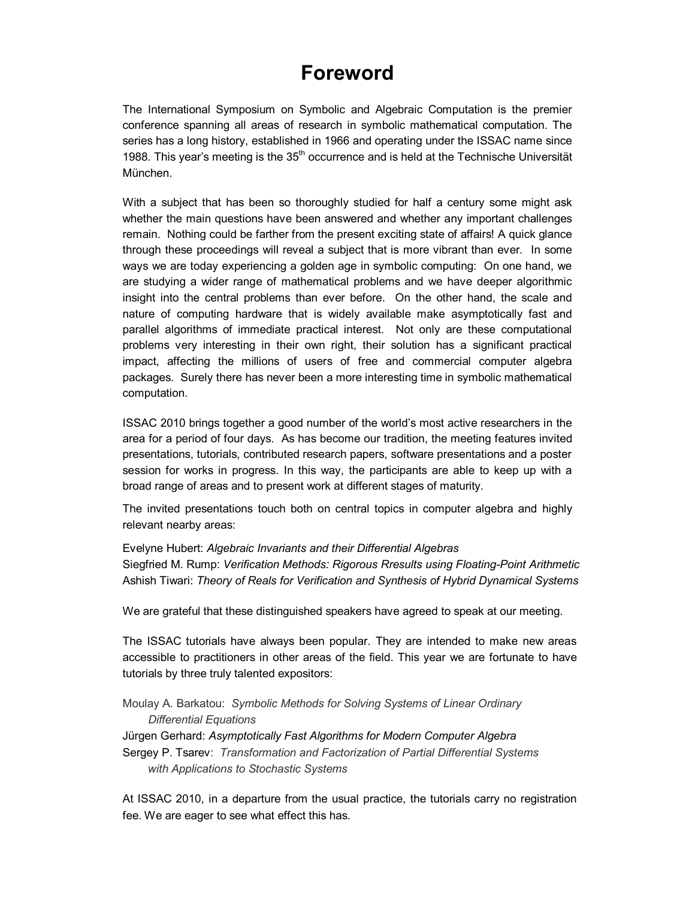# Foreword

The International Symposium on Symbolic and Algebraic Computation is the premier conference spanning all areas of research in symbolic mathematical computation. The series has a long history, established in 1966 and operating under the ISSAC name since 1988. This year's meeting is the 35th occurrence and is held at the Technische Universität München.

With a subject that has been so thoroughly studied for half a century some might ask whether the main questions have been answered and whether any important challenges remain. Nothing could be farther from the present exciting state of affairs! A quick glance through these proceedings will reveal a subject that is more vibrant than ever. In some ways we are today experiencing a golden age in symbolic computing: On one hand, we are studying a wider range of mathematical problems and we have deeper algorithmic insight into the central problems than ever before. On the other hand, the scale and nature of computing hardware that is widely available make asymptotically fast and parallel algorithms of immediate practical interest. Not only are these computational problems very interesting in their own right, their solution has a significant practical impact, affecting the millions of users of free and commercial computer algebra packages. Surely there has never been a more interesting time in symbolic mathematical computation.

ISSAC 2010 brings together a good number of the world's most active researchers in the area for a period of four days. As has become our tradition, the meeting features invited presentations, tutorials, contributed research papers, software presentations and a poster session for works in progress. In this way, the participants are able to keep up with a broad range of areas and to present work at different stages of maturity.

The invited presentations touch both on central topics in computer algebra and highly relevant nearby areas:

Evelyne Hubert: *Algebraic Invariants and their Differential Algebras*
Siegfried M. Rump: *Verification Methods: Rigorous Rresults using Floating-Point Arithmetic*
Ashish Tiwari: *Theory of Reals for Verification and Synthesis of Hybrid Dynamical Systems*

We are grateful that these distinguished speakers have agreed to speak at our meeting.

The ISSAC tutorials have always been popular. They are intended to make new areas accessible to practitioners in other areas of the field. This year we are fortunate to have tutorials by three truly talented expositors:

Moulay A. Barkatou: *Symbolic Methods for Solving Systems of Linear Ordinary Differential Equations*
Jürgen Gerhard: *Asymptotically Fast Algorithms for Modern Computer Algebra*
Sergey P. Tsarev: *Transformation and Factorization of Partial Differential Systems with Applications to Stochastic Systems*

At ISSAC 2010, in a departure from the usual practice, the tutorials carry no registration fee. We are eager to see what effect this has.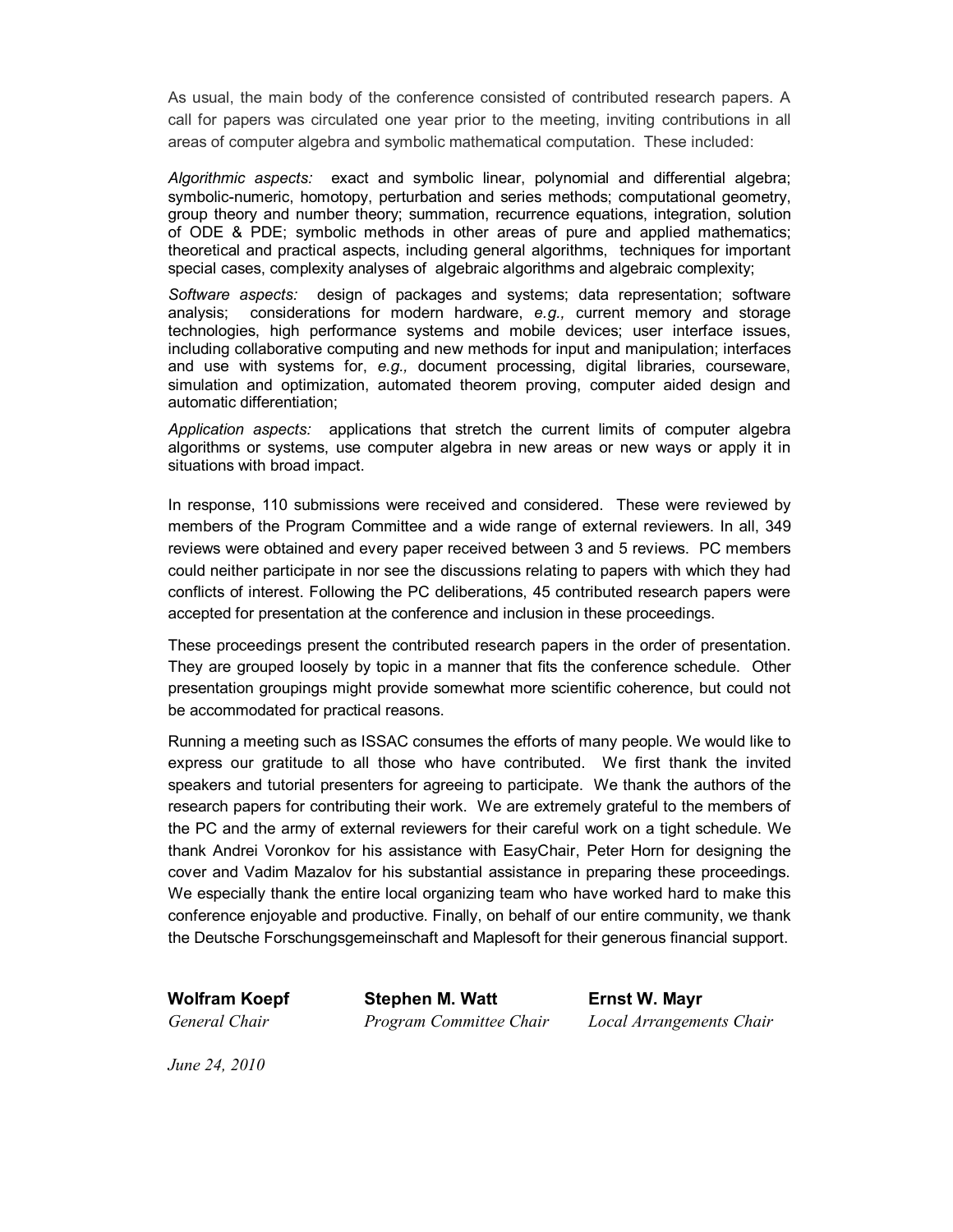As usual, the main body of the conference consisted of contributed research papers. A call for papers was circulated one year prior to the meeting, inviting contributions in all areas of computer algebra and symbolic mathematical computation. These included:

*Algorithmic aspects:* exact and symbolic linear, polynomial and differential algebra; symbolic-numeric, homotopy, perturbation and series methods; computational geometry, group theory and number theory; summation, recurrence equations, integration, solution of ODE & PDE; symbolic methods in other areas of pure and applied mathematics; theoretical and practical aspects, including general algorithms, techniques for important special cases, complexity analyses of algebraic algorithms and algebraic complexity;

*Software aspects:* design of packages and systems; data representation; software analysis; considerations for modern hardware, *e.g.,* current memory and storage technologies, high performance systems and mobile devices; user interface issues, including collaborative computing and new methods for input and manipulation; interfaces and use with systems for, *e.g.,* document processing, digital libraries, courseware, simulation and optimization, automated theorem proving, computer aided design and automatic differentiation;

*Application aspects:* applications that stretch the current limits of computer algebra algorithms or systems, use computer algebra in new areas or new ways or apply it in situations with broad impact.

In response, 110 submissions were received and considered. These were reviewed by members of the Program Committee and a wide range of external reviewers. In all, 349 reviews were obtained and every paper received between 3 and 5 reviews. PC members could neither participate in nor see the discussions relating to papers with which they had conflicts of interest. Following the PC deliberations, 45 contributed research papers were accepted for presentation at the conference and inclusion in these proceedings.

These proceedings present the contributed research papers in the order of presentation. They are grouped loosely by topic in a manner that fits the conference schedule. Other presentation groupings might provide somewhat more scientific coherence, but could not be accommodated for practical reasons.

Running a meeting such as ISSAC consumes the efforts of many people. We would like to express our gratitude to all those who have contributed. We first thank the invited speakers and tutorial presenters for agreeing to participate. We thank the authors of the research papers for contributing their work. We are extremely grateful to the members of the PC and the army of external reviewers for their careful work on a tight schedule. We thank Andrei Voronkov for his assistance with EasyChair, Peter Horn for designing the cover and Vadim Mazalov for his substantial assistance in preparing these proceedings. We especially thank the entire local organizing team who have worked hard to make this conference enjoyable and productive. Finally, on behalf of our entire community, we thank the Deutsche Forschungsgemeinschaft and Maplesoft for their generous financial support.

**Wolfram Koepf**
*General Chair*

**Stephen M. Watt**
*Program Committee Chair*

**Ernst W. Mayr**
*Local Arrangements Chair*

*June 24, 2010*